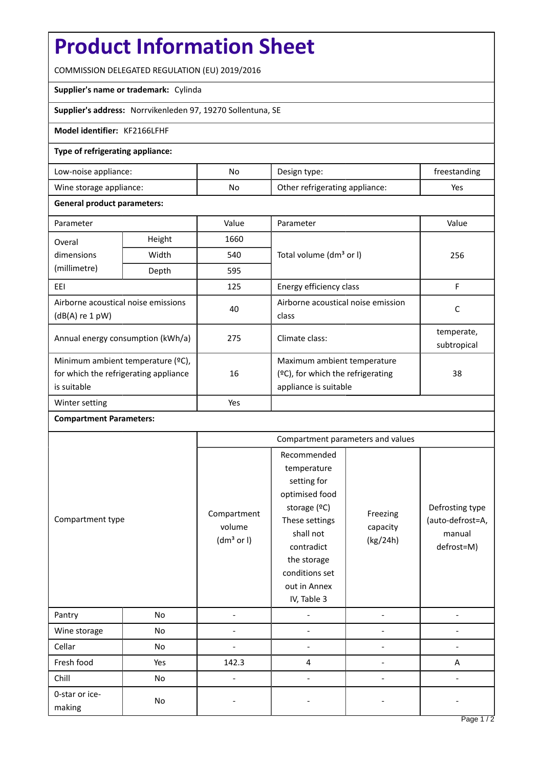# Product Information Sheet

COMMISSION DELEGATED REGULATION (EU) 2019/2016

**Supplier's name or trademark:** Cylinda

**Supplier's address:** Norrvikenleden 97, 19270 Sollentuna, SE

**Model identifier:** KF2166LFHF

**Type of refrigerating appliance:**

| | | | |
|---|---|---|---|
| Low-noise appliance: | No | Design type: | freestanding |
| Wine storage appliance: | No | Other refrigerating appliance: | Yes |

**General product parameters:**

| Parameter | | Value | Parameter | Value |
|---|---|---|---|---|
| Overal dimensions (millimetre) | Height | 1660 | Total volume (dm³ or l) | 256 |
| | Width | 540 | | |
| | Depth | 595 | | |
| EEI | | 125 | Energy efficiency class | F |
| Airborne acoustical noise emissions (dB(A) re 1 pW) | | 40 | Airborne acoustical noise emission class | C |
| Annual energy consumption (kWh/a) | | 275 | Climate class: | temperate, subtropical |
| Minimum ambient temperature (ºC), for which the refrigerating appliance is suitable | | 16 | Maximum ambient temperature (ºC), for which the refrigerating appliance is suitable | 38 |
| Winter setting | | Yes | | |

**Compartment Parameters:**

| Compartment type | | Compartment parameters and values | | | |
|---|---|---|---|---|---|
| | | Compartment volume (dm³ or l) | Recommended temperature setting for optimised food storage (ºC) These settings shall not contradict the storage conditions set out in Annex IV, Table 3 | Freezing capacity (kg/24h) | Defrosting type (auto-defrost=A, manual defrost=M) |
| Pantry | No | - | - | - | - |
| Wine storage | No | - | - | - | - |
| Cellar | No | - | - | - | - |
| Fresh food | Yes | 142.3 | 4 | - | A |
| Chill | No | - | - | - | - |
| 0-star or ice-making | No | - | - | - | - |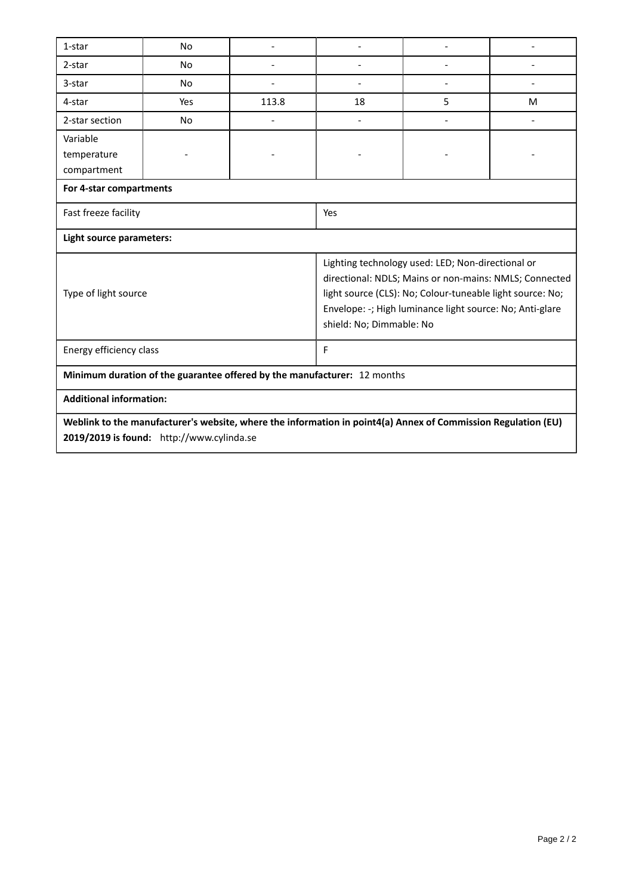| | | | | | |
|---|---|---|---|---|---|
| 1-star | No | - | - | - | - |
| 2-star | No | - | - | - | - |
| 3-star | No | - | - | - | - |
| 4-star | Yes | 113.8 | 18 | 5 | M |
| 2-star section | No | - | - | - | - |
| Variable temperature compartment | - | - | - | - | - |

**For 4-star compartments**

| | |
|---|---|
| Fast freeze facility | Yes |

**Light source parameters:**

| | |
|---|---|
| Type of light source | Lighting technology used: LED; Non-directional or directional: NDLS; Mains or non-mains: NMLS; Connected light source (CLS): No; Colour-tuneable light source: No; Envelope: -; High luminance light source: No; Anti-glare shield: No; Dimmable: No |
| Energy efficiency class | F |

**Minimum duration of the guarantee offered by the manufacturer:** 12 months

**Additional information:**

**Weblink to the manufacturer's website, where the information in point4(a) Annex of Commission Regulation (EU) 2019/2019 is found:** http://www.cylinda.se